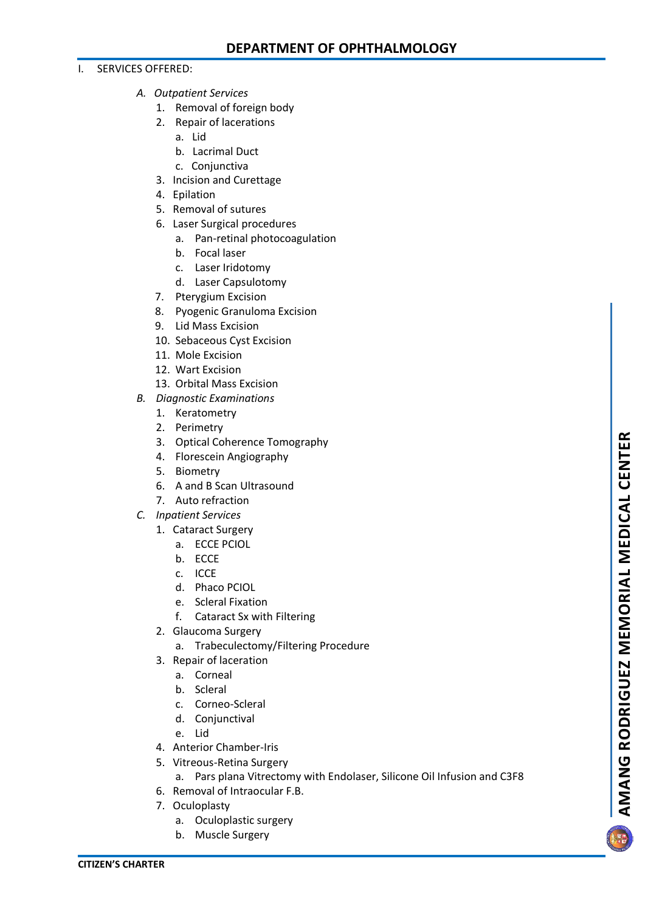# DEPARTMENT OF OPHTHALMOLOGY

I. SERVICES OFFERED:

*A. Outpatient Services*

1. Removal of foreign body
2. Repair of lacerations
   a. Lid
   b. Lacrimal Duct
   c. Conjunctiva
3. Incision and Curettage
4. Epilation
5. Removal of sutures
6. Laser Surgical procedures
   a. Pan-retinal photocoagulation
   b. Focal laser
   c. Laser Iridotomy
   d. Laser Capsulotomy
7. Pterygium Excision
8. Pyogenic Granuloma Excision
9. Lid Mass Excision
10. Sebaceous Cyst Excision
11. Mole Excision
12. Wart Excision
13. Orbital Mass Excision

*B. Diagnostic Examinations*

1. Keratometry
2. Perimetry
3. Optical Coherence Tomography
4. Florescein Angiography
5. Biometry
6. A and B Scan Ultrasound
7. Auto refraction

*C. Inpatient Services*

1. Cataract Surgery
   a. ECCE PCIOL
   b. ECCE
   c. ICCE
   d. Phaco PCIOL
   e. Scleral Fixation
   f. Cataract Sx with Filtering
2. Glaucoma Surgery
   a. Trabeculectomy/Filtering Procedure
3. Repair of laceration
   a. Corneal
   b. Scleral
   c. Corneo-Scleral
   d. Conjunctival
   e. Lid
4. Anterior Chamber-Iris
5. Vitreous-Retina Surgery
   a. Pars plana Vitrectomy with Endolaser, Silicone Oil Infusion and C3F8
6. Removal of Intraocular F.B.
7. Oculoplasty
   a. Oculoplastic surgery
   b. Muscle Surgery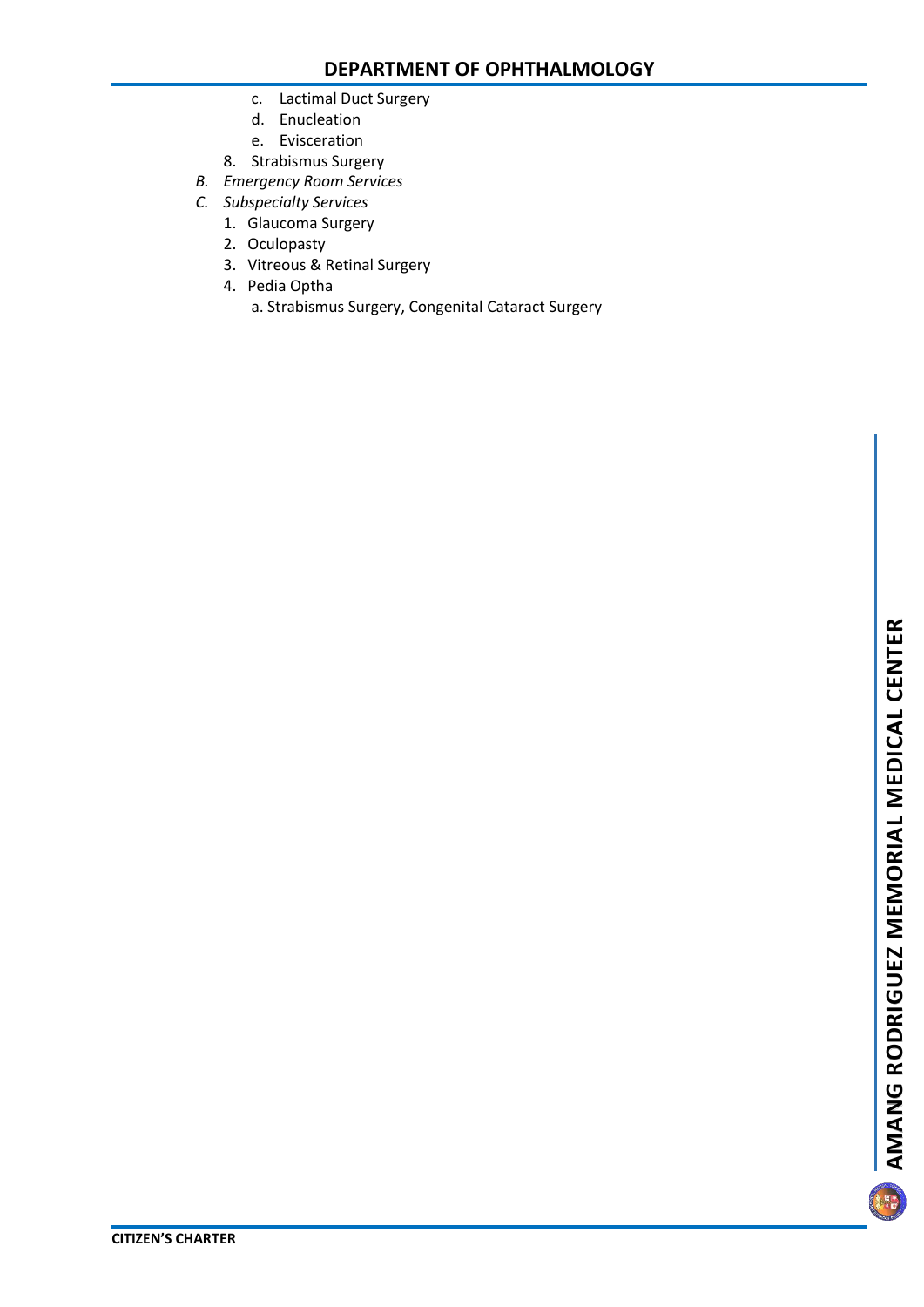c. Lactimal Duct Surgery
   d. Enucleation
   e. Evisceration

8. Strabismus Surgery

*B. Emergency Room Services*

*C. Subspecialty Services*

1. Glaucoma Surgery
2. Oculopasty
3. Vitreous & Retinal Surgery
4. Pedia Optha
   a. Strabismus Surgery, Congenital Cataract Surgery